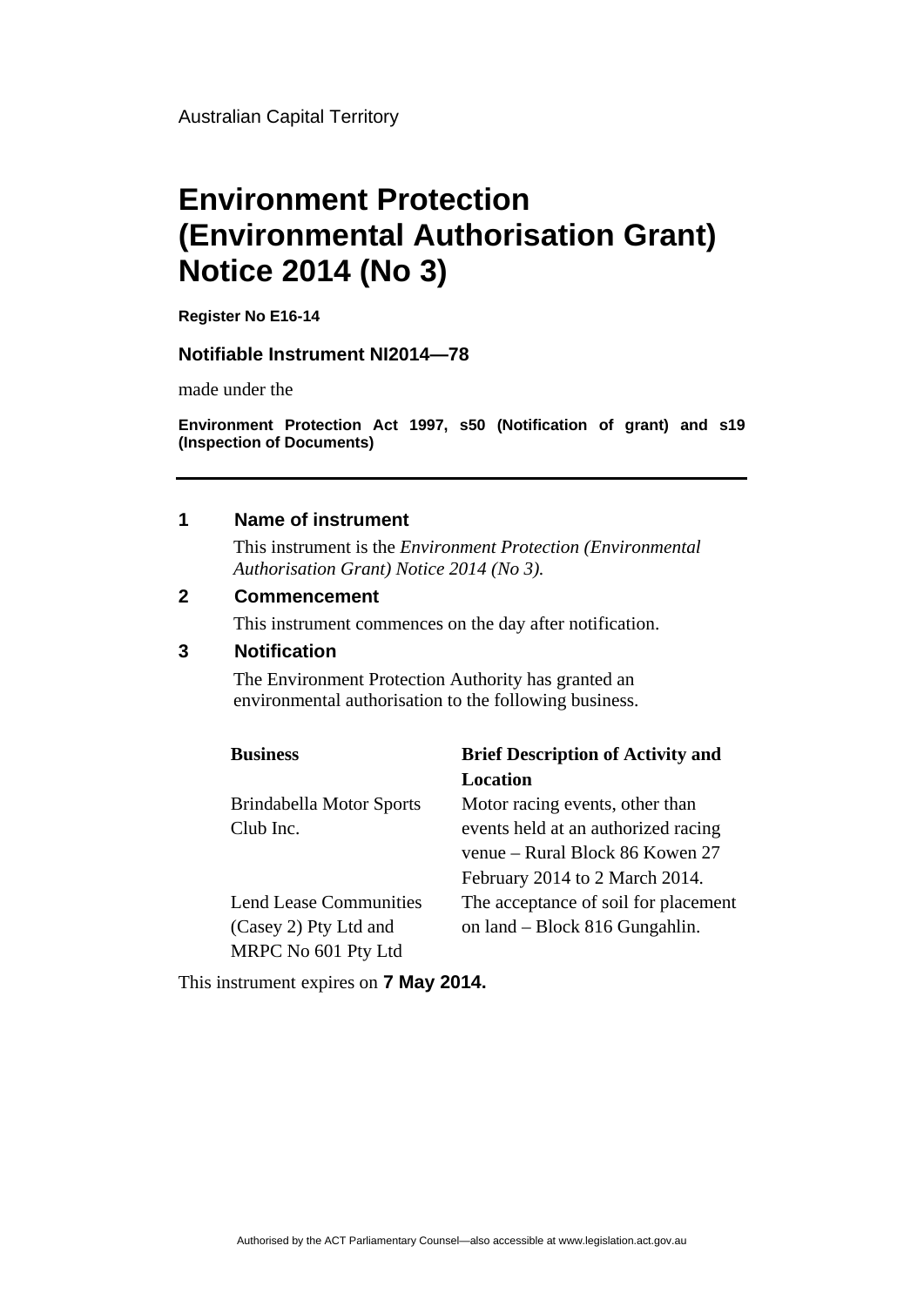Australian Capital Territory

# Environment Protection (Environmental Authorisation Grant) Notice 2014 (No 3)

**Register No E16-14**

**Notifiable Instrument NI2014—78**

made under the

**Environment Protection Act 1997, s50 (Notification of grant) and s19 (Inspection of Documents)**

---

## 1 Name of instrument

This instrument is the *Environment Protection (Environmental Authorisation Grant) Notice 2014 (No 3).*

## 2 Commencement

This instrument commences on the day after notification.

## 3 Notification

The Environment Protection Authority has granted an environmental authorisation to the following business.

| Business | Brief Description of Activity and Location |
|---|---|
| Brindabella Motor Sports Club Inc. | Motor racing events, other than events held at an authorized racing venue – Rural Block 86 Kowen 27 February 2014 to 2 March 2014. |
| Lend Lease Communities (Casey 2) Pty Ltd and MRPC No 601 Pty Ltd | The acceptance of soil for placement on land – Block 816 Gungahlin. |

This instrument expires on **7 May 2014.**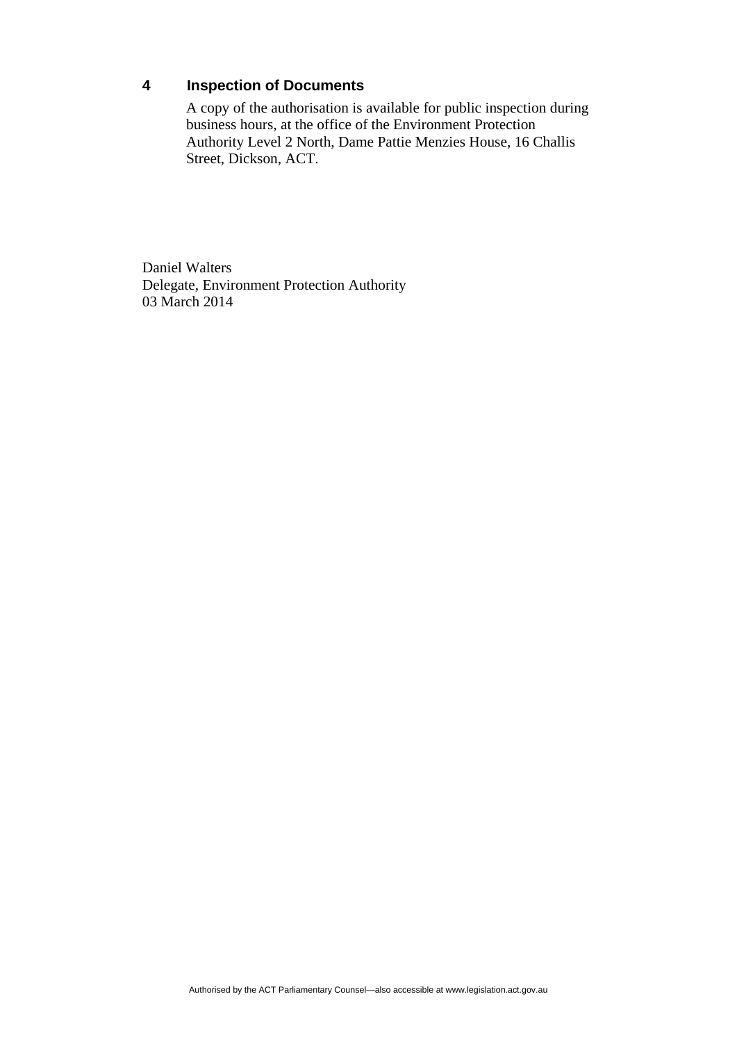## 4 Inspection of Documents

A copy of the authorisation is available for public inspection during business hours, at the office of the Environment Protection Authority Level 2 North, Dame Pattie Menzies House, 16 Challis Street, Dickson, ACT.

Daniel Walters
Delegate, Environment Protection Authority
03 March 2014